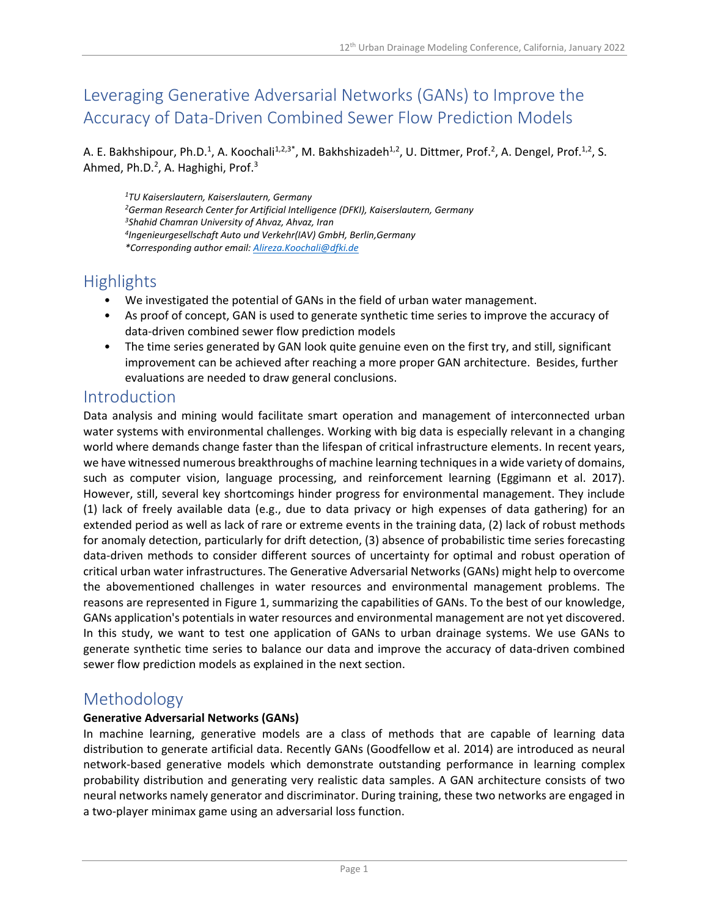# Leveraging Generative Adversarial Networks (GANs) to Improve the Accuracy of Data-Driven Combined Sewer Flow Prediction Models

A. E. Bakhshipour, Ph.D.[1], A. Koochali[1,2,3*], M. Bakhshizadeh[1,2], U. Dittmer, Prof.[2], A. Dengel, Prof.[1,2], S. Ahmed, Ph.D.[2], A. Haghighi, Prof.[3]

*[1]TU Kaiserslautern, Kaiserslautern, Germany*
*[2]German Research Center for Artificial Intelligence (DFKI), Kaiserslautern, Germany*
*[3]Shahid Chamran University of Ahvaz, Ahvaz, Iran*
*[4]Ingenieurgesellschaft Auto und Verkehr(IAV) GmbH, Berlin,Germany*
*\*Corresponding author email: Alireza.Koochali@dfki.de*

## Highlights

- We investigated the potential of GANs in the field of urban water management.
- As proof of concept, GAN is used to generate synthetic time series to improve the accuracy of data-driven combined sewer flow prediction models
- The time series generated by GAN look quite genuine even on the first try, and still, significant improvement can be achieved after reaching a more proper GAN architecture. Besides, further evaluations are needed to draw general conclusions.

## Introduction

Data analysis and mining would facilitate smart operation and management of interconnected urban water systems with environmental challenges. Working with big data is especially relevant in a changing world where demands change faster than the lifespan of critical infrastructure elements. In recent years, we have witnessed numerous breakthroughs of machine learning techniques in a wide variety of domains, such as computer vision, language processing, and reinforcement learning (Eggimann et al. 2017). However, still, several key shortcomings hinder progress for environmental management. They include (1) lack of freely available data (e.g., due to data privacy or high expenses of data gathering) for an extended period as well as lack of rare or extreme events in the training data, (2) lack of robust methods for anomaly detection, particularly for drift detection, (3) absence of probabilistic time series forecasting data-driven methods to consider different sources of uncertainty for optimal and robust operation of critical urban water infrastructures. The Generative Adversarial Networks (GANs) might help to overcome the abovementioned challenges in water resources and environmental management problems. The reasons are represented in Figure 1, summarizing the capabilities of GANs. To the best of our knowledge, GANs application's potentials in water resources and environmental management are not yet discovered. In this study, we want to test one application of GANs to urban drainage systems. We use GANs to generate synthetic time series to balance our data and improve the accuracy of data-driven combined sewer flow prediction models as explained in the next section.

## Methodology

**Generative Adversarial Networks (GANs)**

In machine learning, generative models are a class of methods that are capable of learning data distribution to generate artificial data. Recently GANs (Goodfellow et al. 2014) are introduced as neural network-based generative models which demonstrate outstanding performance in learning complex probability distribution and generating very realistic data samples. A GAN architecture consists of two neural networks namely generator and discriminator. During training, these two networks are engaged in a two-player minimax game using an adversarial loss function.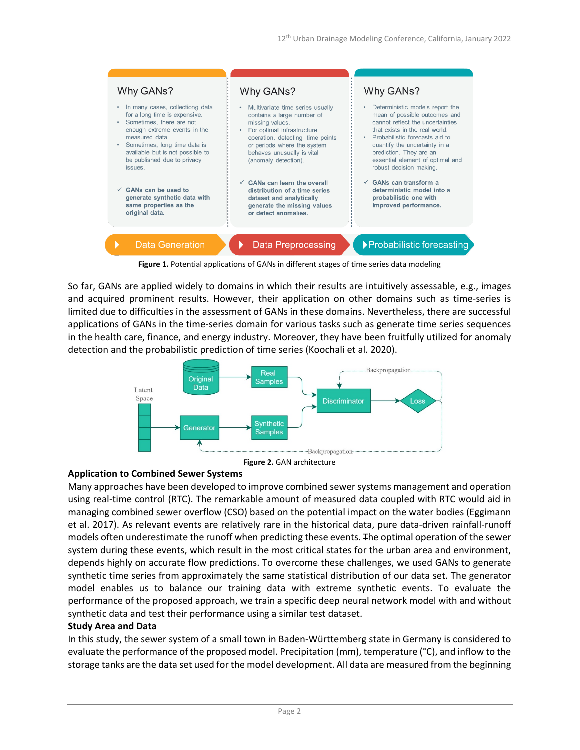Why GANs?

- In many cases, collecting data for a long time is expensive.
- Sometimes, there are not enough extreme events in the measured data.
- Sometimes, long time data is available but is not possible to be published due to privacy issues.

✓ GANs can be used to generate synthetic data with same properties as the original data.

Why GANs?

- Multivariate time series usually contains a large number of missing values.
- For optimal infrastructure operation, detecting time points or periods where the system behaves unusually is vital (anomaly detection).

✓ GANs can learn the overall distribution of a time series dataset and analytically generate the missing values or detect anomalies.

Why GANs?

- Deterministic models report the mean of possible outcomes and cannot reflect the uncertainties that exists in the real world.
- Probabilistic forecasts aid to quantify the uncertainty in a prediction. They are an essential element of optimal and robust decision making.

✓ GANs can transform a deterministic model into a probabilistic one with improved performance.

Data Generation

Data Preprocessing

Probabilistic forecasting

**Figure 1.** Potential applications of GANs in different stages of time series data modeling

So far, GANs are applied widely to domains in which their results are intuitively assessable, e.g., images and acquired prominent results. However, their application on other domains such as time-series is limited due to difficulties in the assessment of GANs in these domains. Nevertheless, there are successful applications of GANs in the time-series domain for various tasks such as generate time series sequences in the health care, finance, and energy industry. Moreover, they have been fruitfully utilized for anomaly detection and the probabilistic prediction of time series (Koochali et al. 2020).

Latent Space

Original Data

Real Samples

Generator

Synthetic Samples

Discriminator

Loss

Backpropagation

Backpropagation

**Figure 2.** GAN architecture

**Application to Combined Sewer Systems**

Many approaches have been developed to improve combined sewer systems management and operation using real-time control (RTC). The remarkable amount of measured data coupled with RTC would aid in managing combined sewer overflow (CSO) based on the potential impact on the water bodies (Eggimann et al. 2017). As relevant events are relatively rare in the historical data, pure data-driven rainfall-runoff models often underestimate the runoff when predicting these events. The optimal operation of the sewer system during these events, which result in the most critical states for the urban area and environment, depends highly on accurate flow predictions. To overcome these challenges, we used GANs to generate synthetic time series from approximately the same statistical distribution of our data set. The generator model enables us to balance our training data with extreme synthetic events. To evaluate the performance of the proposed approach, we train a specific deep neural network model with and without synthetic data and test their performance using a similar test dataset.

**Study Area and Data**

In this study, the sewer system of a small town in Baden-Württemberg state in Germany is considered to evaluate the performance of the proposed model. Precipitation (mm), temperature (°C), and inflow to the storage tanks are the data set used for the model development. All data are measured from the beginning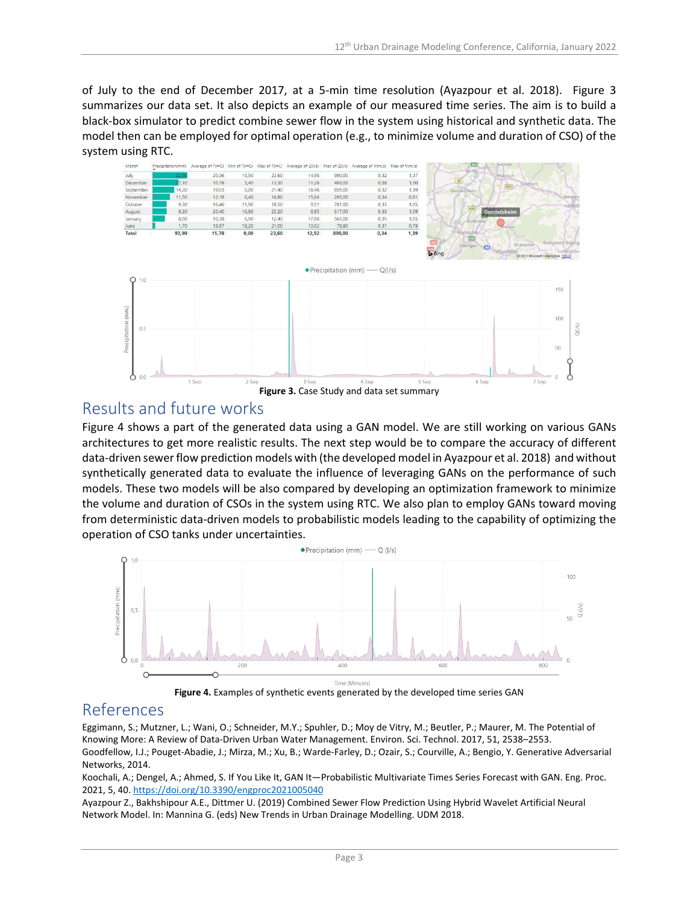of July to the end of December 2017, at a 5-min time resolution (Ayazpour et al. 2018). Figure 3 summarizes our data set. It also depicts an example of our measured time series. The aim is to build a black-box simulator to predict combine sewer flow in the system using historical and synthetic data. The model then can be employed for optimal operation (e.g., to minimize volume and duration of CSO) of the system using RTC.

| Month | Precipitation(mm) | Average of T(∞C) | Min of T(∞C) | Max of T(∞C) | Average of Q(l/s) | Max of Q(l/s) | Average of V(m/s) | Max of V(m/s) |
|---|---|---|---|---|---|---|---|---|
| July | 22,90 | 20,36 | 15,50 | 22,60 | 14,98 | 890,00 | 0,32 | 1,37 |
| December | 17,10 | 10,19 | 5,40 | 13,30 | 11,28 | 403,00 | 0,38 | 1,00 |
| September | 14,20 | 19,03 | 0,00 | 21,40 | 18,46 | 855,00 | 0,32 | 1,39 |
| November | 11,50 | 12,19 | 6,40 | 16,80 | 15,04 | 295,00 | 0,34 | 0,91 |
| October | 9,30 | 16,46 | 11,90 | 18,50 | 9,51 | 781,00 | 0,33 | 1,05 |
| August | 9,20 | 20,40 | 16,80 | 23,20 | 8,95 | 617,00 | 0,33 | 1,09 |
| January | 8,00 | 10,38 | 6,90 | 12,40 | 17,08 | 565,00 | 0,35 | 1,05 |
| June | 1,70 | 19,87 | 18,20 | 21,00 | 10,02 | 78,80 | 0,31 | 0,78 |
| Total | 93,90 | 15,78 | 0,00 | 23,60 | 12,92 | 890,00 | 0,34 | 1,39 |

Gondelsheim

Precipitation (mm) — Q(l/s)

Precipitation (mm)

Q(l/s)

1,0
0,5
0,0

150
100
50
0

1 Sep 2 Sep 3 Sep 4 Sep 5 Sep 6 Sep 7 Sep

**Figure 3.** Case Study and data set summary

## Results and future works

Figure 4 shows a part of the generated data using a GAN model. We are still working on various GANs architectures to get more realistic results. The next step would be to compare the accuracy of different data-driven sewer flow prediction models with (the developed model in Ayazpour et al. 2018) and without synthetically generated data to evaluate the influence of leveraging GANs on the performance of such models. These two models will be also compared by developing an optimization framework to minimize the volume and duration of CSOs in the system using RTC. We also plan to employ GANs toward moving from deterministic data-driven models to probabilistic models leading to the capability of optimizing the operation of CSO tanks under uncertainties.

Precipitation (mm) — Q (l/s)

Precipitation (mm)

Q (l/s)

1,0
0,5
0,0

100
50
0

0 200 400 600 800

Time (Minutes)

**Figure 4.** Examples of synthetic events generated by the developed time series GAN

## References

Eggimann, S.; Mutzner, L.; Wani, O.; Schneider, M.Y.; Spuhler, D.; Moy de Vitry, M.; Beutler, P.; Maurer, M. The Potential of Knowing More: A Review of Data-Driven Urban Water Management. Environ. Sci. Technol. 2017, 51, 2538–2553.

Goodfellow, I.J.; Pouget-Abadie, J.; Mirza, M.; Xu, B.; Warde-Farley, D.; Ozair, S.; Courville, A.; Bengio, Y. Generative Adversarial Networks, 2014.

Koochali, A.; Dengel, A.; Ahmed, S. If You Like It, GAN It—Probabilistic Multivariate Times Series Forecast with GAN. Eng. Proc. 2021, 5, 40. https://doi.org/10.3390/engproc2021005040

Ayazpour Z., Bakhshipour A.E., Dittmer U. (2019) Combined Sewer Flow Prediction Using Hybrid Wavelet Artificial Neural Network Model. In: Mannina G. (eds) New Trends in Urban Drainage Modelling. UDM 2018.